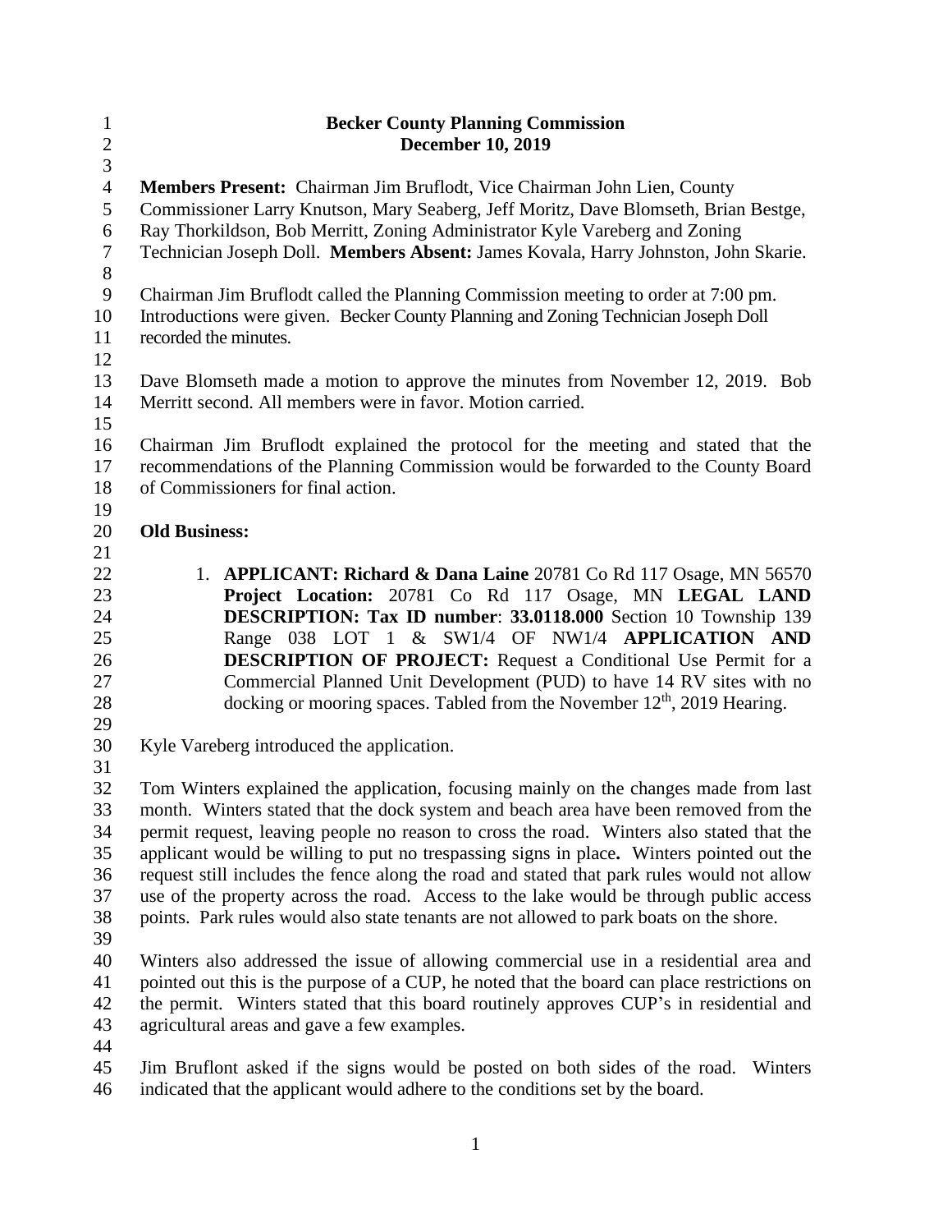# Becker County Planning Commission
## December 10, 2019

**Members Present:** Chairman Jim Bruflodt, Vice Chairman John Lien, County Commissioner Larry Knutson, Mary Seaberg, Jeff Moritz, Dave Blomseth, Brian Bestge, Ray Thorkildson, Bob Merritt, Zoning Administrator Kyle Vareberg and Zoning Technician Joseph Doll. **Members Absent:** James Kovala, Harry Johnston, John Skarie.

Chairman Jim Bruflodt called the Planning Commission meeting to order at 7:00 pm. Introductions were given. Becker County Planning and Zoning Technician Joseph Doll recorded the minutes.

Dave Blomseth made a motion to approve the minutes from November 12, 2019. Bob Merritt second. All members were in favor. Motion carried.

Chairman Jim Bruflodt explained the protocol for the meeting and stated that the recommendations of the Planning Commission would be forwarded to the County Board of Commissioners for final action.

**Old Business:**

1. **APPLICANT: Richard & Dana Laine** 20781 Co Rd 117 Osage, MN 56570 **Project Location:** 20781 Co Rd 117 Osage, MN **LEGAL LAND DESCRIPTION: Tax ID number**: **33.0118.000** Section 10 Township 139 Range 038 LOT 1 & SW1/4 OF NW1/4 **APPLICATION AND DESCRIPTION OF PROJECT:** Request a Conditional Use Permit for a Commercial Planned Unit Development (PUD) to have 14 RV sites with no docking or mooring spaces. Tabled from the November 12th, 2019 Hearing.

Kyle Vareberg introduced the application.

Tom Winters explained the application, focusing mainly on the changes made from last month. Winters stated that the dock system and beach area have been removed from the permit request, leaving people no reason to cross the road. Winters also stated that the applicant would be willing to put no trespassing signs in place**.** Winters pointed out the request still includes the fence along the road and stated that park rules would not allow use of the property across the road. Access to the lake would be through public access points. Park rules would also state tenants are not allowed to park boats on the shore.

Winters also addressed the issue of allowing commercial use in a residential area and pointed out this is the purpose of a CUP, he noted that the board can place restrictions on the permit. Winters stated that this board routinely approves CUP's in residential and agricultural areas and gave a few examples.

Jim Bruflont asked if the signs would be posted on both sides of the road. Winters indicated that the applicant would adhere to the conditions set by the board.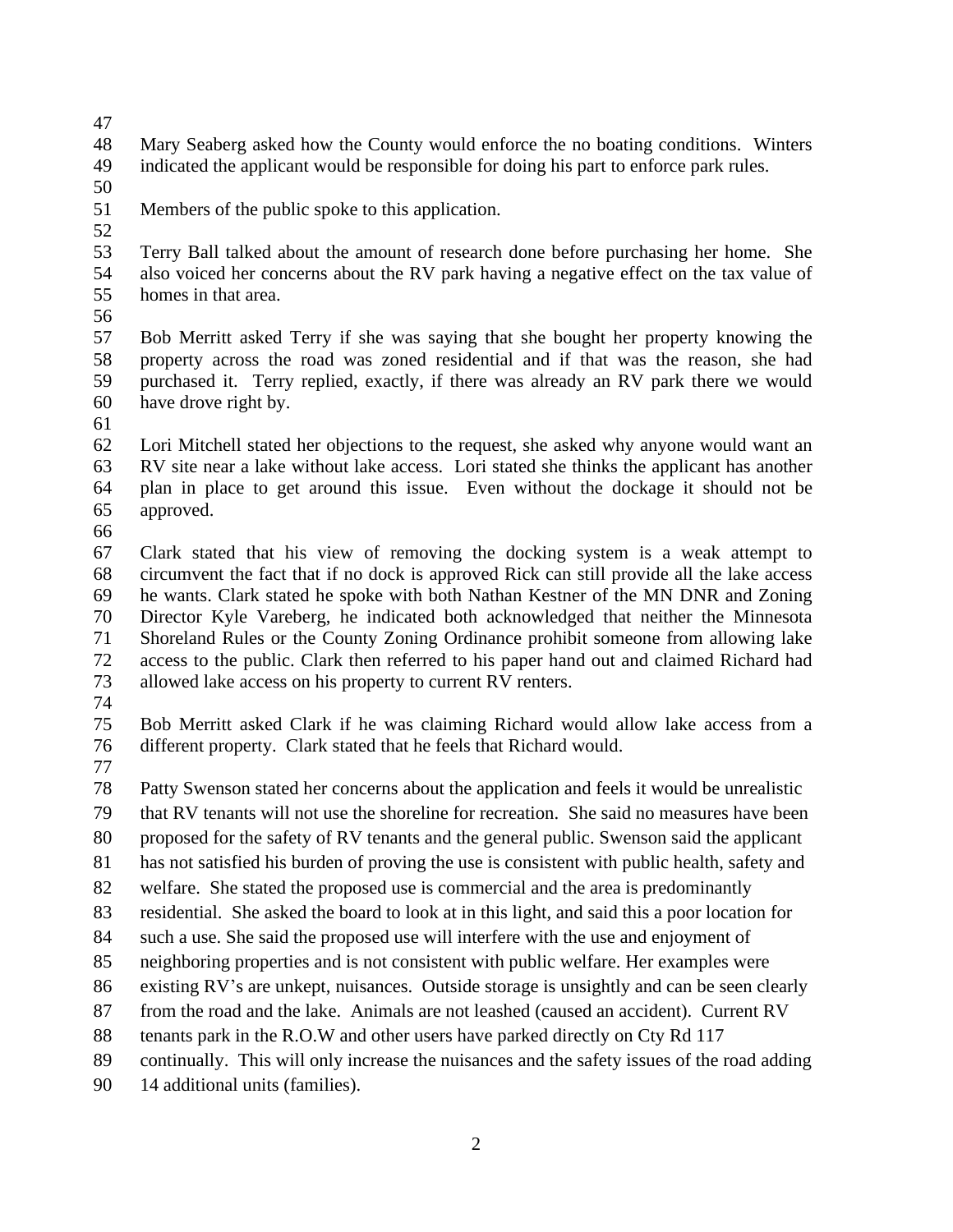Mary Seaberg asked how the County would enforce the no boating conditions. Winters indicated the applicant would be responsible for doing his part to enforce park rules.

Members of the public spoke to this application.

Terry Ball talked about the amount of research done before purchasing her home. She also voiced her concerns about the RV park having a negative effect on the tax value of homes in that area.

Bob Merritt asked Terry if she was saying that she bought her property knowing the property across the road was zoned residential and if that was the reason, she had purchased it. Terry replied, exactly, if there was already an RV park there we would have drove right by.

Lori Mitchell stated her objections to the request, she asked why anyone would want an RV site near a lake without lake access. Lori stated she thinks the applicant has another plan in place to get around this issue. Even without the dockage it should not be approved.

Clark stated that his view of removing the docking system is a weak attempt to circumvent the fact that if no dock is approved Rick can still provide all the lake access he wants. Clark stated he spoke with both Nathan Kestner of the MN DNR and Zoning Director Kyle Vareberg, he indicated both acknowledged that neither the Minnesota Shoreland Rules or the County Zoning Ordinance prohibit someone from allowing lake access to the public. Clark then referred to his paper hand out and claimed Richard had allowed lake access on his property to current RV renters.

Bob Merritt asked Clark if he was claiming Richard would allow lake access from a different property. Clark stated that he feels that Richard would.

Patty Swenson stated her concerns about the application and feels it would be unrealistic that RV tenants will not use the shoreline for recreation. She said no measures have been proposed for the safety of RV tenants and the general public. Swenson said the applicant has not satisfied his burden of proving the use is consistent with public health, safety and welfare. She stated the proposed use is commercial and the area is predominantly residential. She asked the board to look at in this light, and said this a poor location for such a use. She said the proposed use will interfere with the use and enjoyment of neighboring properties and is not consistent with public welfare. Her examples were existing RV's are unkept, nuisances. Outside storage is unsightly and can be seen clearly from the road and the lake. Animals are not leashed (caused an accident). Current RV tenants park in the R.O.W and other users have parked directly on Cty Rd 117 continually. This will only increase the nuisances and the safety issues of the road adding 14 additional units (families).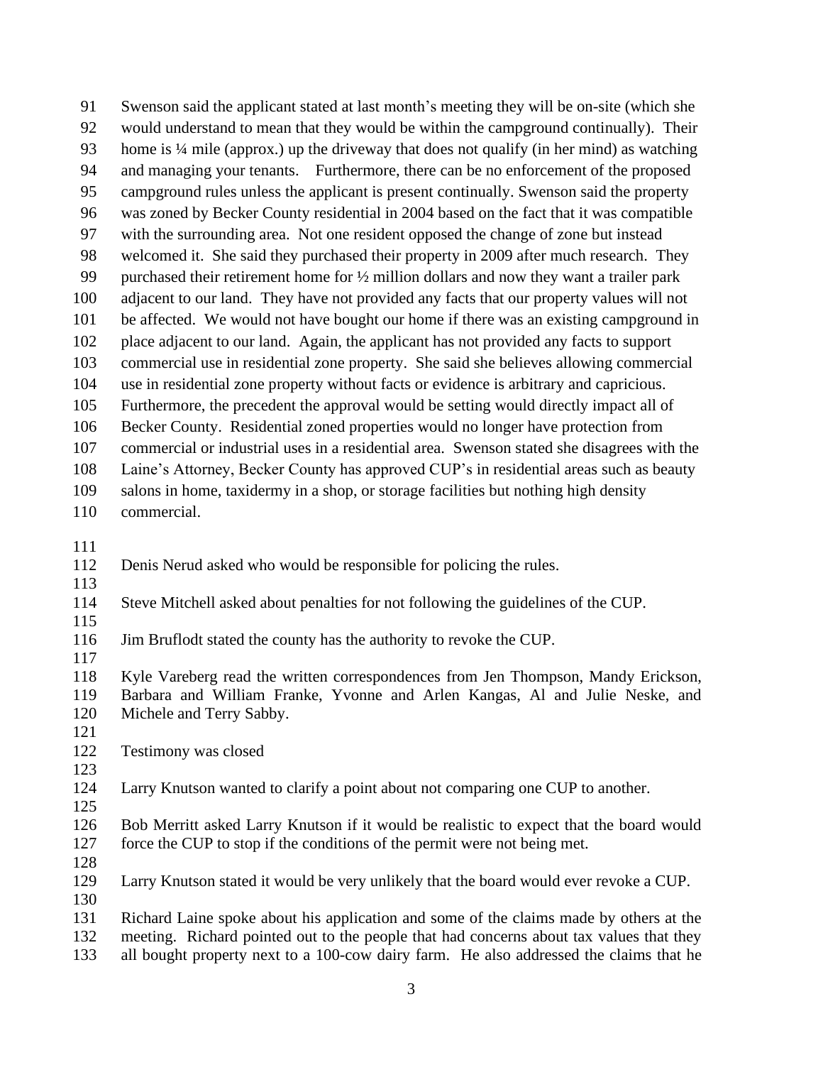Swenson said the applicant stated at last month's meeting they will be on-site (which she would understand to mean that they would be within the campground continually). Their home is ¼ mile (approx.) up the driveway that does not qualify (in her mind) as watching and managing your tenants. Furthermore, there can be no enforcement of the proposed campground rules unless the applicant is present continually. Swenson said the property was zoned by Becker County residential in 2004 based on the fact that it was compatible with the surrounding area. Not one resident opposed the change of zone but instead welcomed it. She said they purchased their property in 2009 after much research. They purchased their retirement home for ½ million dollars and now they want a trailer park adjacent to our land. They have not provided any facts that our property values will not be affected. We would not have bought our home if there was an existing campground in place adjacent to our land. Again, the applicant has not provided any facts to support commercial use in residential zone property. She said she believes allowing commercial use in residential zone property without facts or evidence is arbitrary and capricious. Furthermore, the precedent the approval would be setting would directly impact all of Becker County. Residential zoned properties would no longer have protection from commercial or industrial uses in a residential area. Swenson stated she disagrees with the Laine's Attorney, Becker County has approved CUP's in residential areas such as beauty salons in home, taxidermy in a shop, or storage facilities but nothing high density commercial.

Denis Nerud asked who would be responsible for policing the rules.

Steve Mitchell asked about penalties for not following the guidelines of the CUP.

Jim Bruflodt stated the county has the authority to revoke the CUP.

Kyle Vareberg read the written correspondences from Jen Thompson, Mandy Erickson, Barbara and William Franke, Yvonne and Arlen Kangas, Al and Julie Neske, and Michele and Terry Sabby.

Testimony was closed

Larry Knutson wanted to clarify a point about not comparing one CUP to another.

Bob Merritt asked Larry Knutson if it would be realistic to expect that the board would force the CUP to stop if the conditions of the permit were not being met.

Larry Knutson stated it would be very unlikely that the board would ever revoke a CUP.

Richard Laine spoke about his application and some of the claims made by others at the meeting. Richard pointed out to the people that had concerns about tax values that they all bought property next to a 100-cow dairy farm. He also addressed the claims that he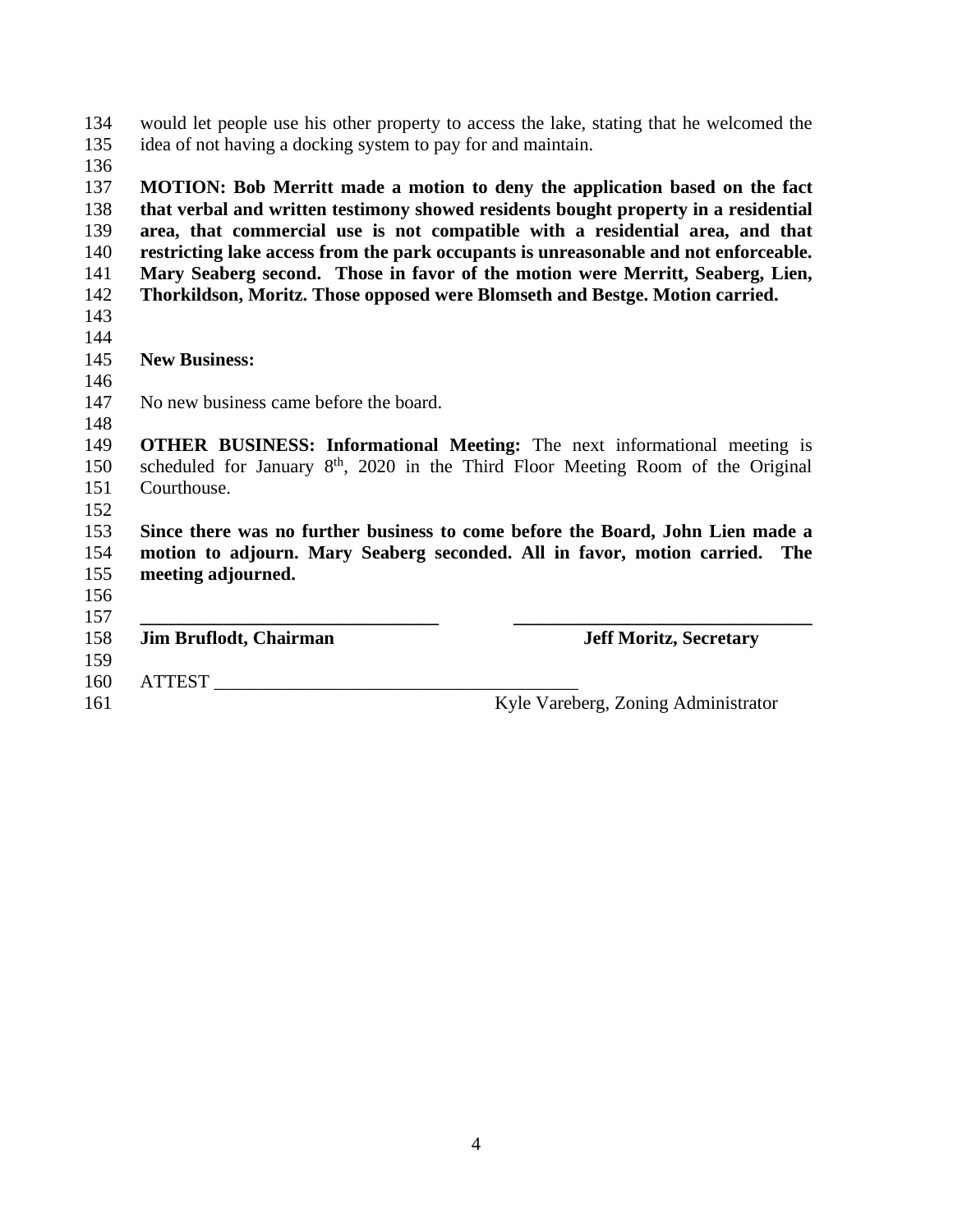would let people use his other property to access the lake, stating that he welcomed the idea of not having a docking system to pay for and maintain.

**MOTION: Bob Merritt made a motion to deny the application based on the fact that verbal and written testimony showed residents bought property in a residential area, that commercial use is not compatible with a residential area, and that restricting lake access from the park occupants is unreasonable and not enforceable. Mary Seaberg second. Those in favor of the motion were Merritt, Seaberg, Lien, Thorkildson, Moritz. Those opposed were Blomseth and Bestge. Motion carried.**

**New Business:**

No new business came before the board.

**OTHER BUSINESS: Informational Meeting:** The next informational meeting is scheduled for January 8th, 2020 in the Third Floor Meeting Room of the Original Courthouse.

**Since there was no further business to come before the Board, John Lien made a motion to adjourn. Mary Seaberg seconded. All in favor, motion carried. The meeting adjourned.**

\_\_\_\_\_\_\_\_\_\_\_\_\_\_\_\_\_\_\_\_\_\_\_\_\_\_\_\_\_\_\_\_ \_\_\_\_\_\_\_\_\_\_\_\_\_\_\_\_\_\_\_\_\_\_\_\_\_\_\_\_\_\_\_\_

**Jim Bruflodt, Chairman** **Jeff Moritz, Secretary**

ATTEST \_\_\_\_\_\_\_\_\_\_\_\_\_\_\_\_\_\_\_\_\_\_\_\_\_\_\_\_\_\_\_\_\_\_\_\_\_\_\_

Kyle Vareberg, Zoning Administrator